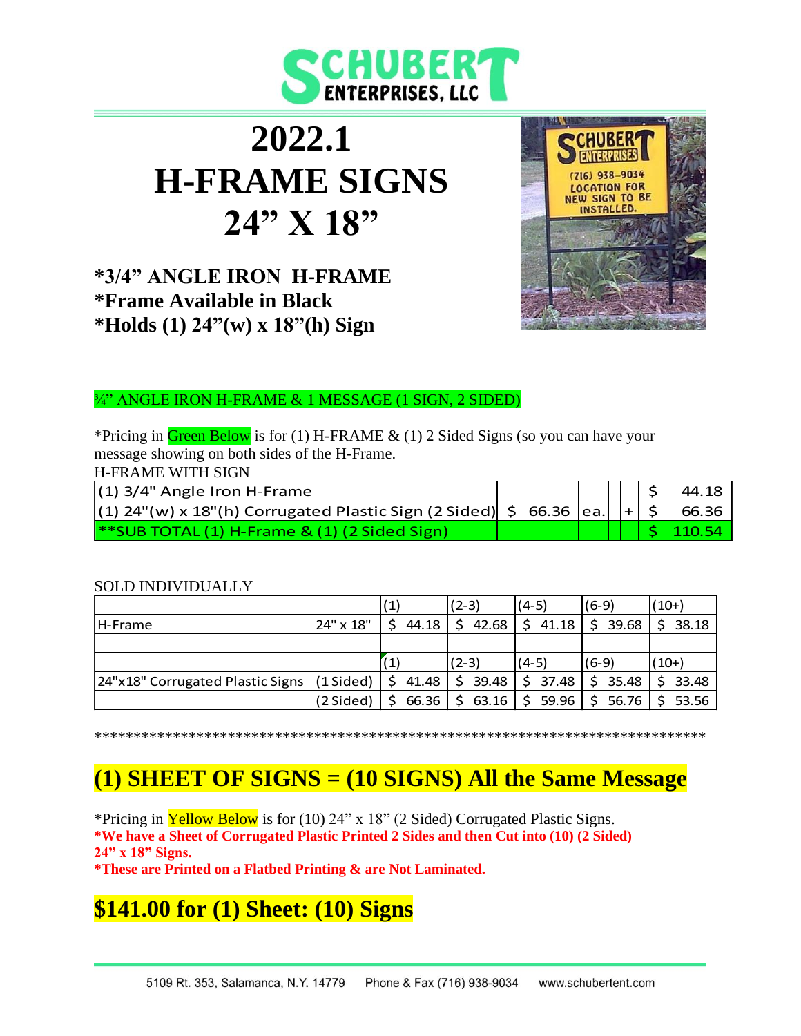# 2022.1

# H-FRAME SIGNS

# 24" X 18"

**\*3/4" ANGLE IRON H-FRAME**
**\*Frame Available in Black**
**\*Holds (1) 24"(w) x 18"(h) Sign**

¾" ANGLE IRON H-FRAME & 1 MESSAGE (1 SIGN, 2 SIDED)

*Pricing in Green Below is for (1) H-FRAME & (1) 2 Sided Signs (so you can have your message showing on both sides of the H-Frame.

H-FRAME WITH SIGN

| | | | | | |
|---|---|---|---|---|---|
| (1) 3/4" Angle Iron H-Frame | | | | | $ 44.18 |
| (1) 24"(w) x 18"(h) Corrugated Plastic Sign (2 Sided) | $ 66.36 | ea. | | + | $ 66.36 |
| **SUB TOTAL (1) H-Frame & (1) (2 Sided Sign) | | | | | $ 110.54 |

SOLD INDIVIDUALLY

| | | (1) | (2-3) | (4-5) | (6-9) | (10+) |
|---|---|---|---|---|---|---|
| H-Frame | 24" x 18" | $ 44.18 | $ 42.68 | $ 41.18 | $ 39.68 | $ 38.18 |
| | | | | | | |
| | | (1) | (2-3) | (4-5) | (6-9) | (10+) |
| 24"x18" Corrugated Plastic Signs | (1 Sided) | $ 41.48 | $ 39.48 | $ 37.48 | $ 35.48 | $ 33.48 |
| | (2 Sided) | $ 66.36 | $ 63.16 | $ 59.96 | $ 56.76 | $ 53.56 |

*********************************************************************************

## (1) SHEET OF SIGNS = (10 SIGNS) All the Same Message

*Pricing in Yellow Below is for (10) 24" x 18" (2 Sided) Corrugated Plastic Signs.
**\*We have a Sheet of Corrugated Plastic Printed 2 Sides and then Cut into (10) (2 Sided) 24" x 18" Signs.**
**\*These are Printed on a Flatbed Printing & are Not Laminated.**

## $141.00 for (1) Sheet: (10) Signs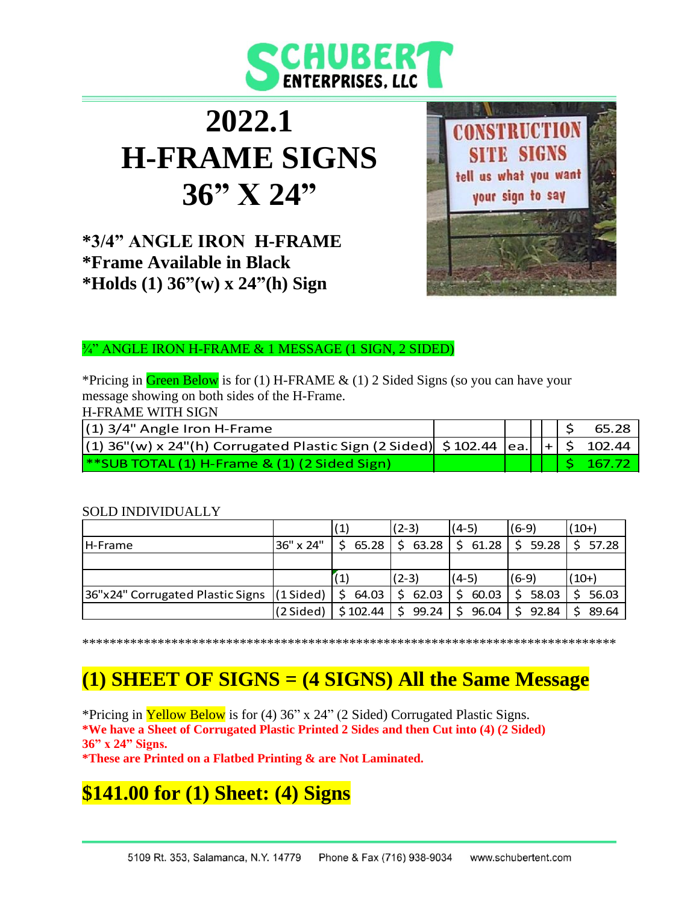# SCHUBERT ENTERPRISES, LLC

# 2022.1
# H-FRAME SIGNS
# 36” X 24”

**\*3/4” ANGLE IRON H-FRAME**
**\*Frame Available in Black**
**\*Holds (1) 36”(w) x 24”(h) Sign**

¾” ANGLE IRON H-FRAME & 1 MESSAGE (1 SIGN, 2 SIDED)

*Pricing in Green Below is for (1) H-FRAME & (1) 2 Sided Signs (so you can have your message showing on both sides of the H-Frame.

H-FRAME WITH SIGN

| | | | | |
|---|---|---|---|---|
| (1) 3/4" Angle Iron H-Frame | | | | $ 65.28 |
| (1) 36"(w) x 24"(h) Corrugated Plastic Sign (2 Sided) | $ 102.44 | ea. | + | $ 102.44 |
| **SUB TOTAL (1) H-Frame & (1) (2 Sided Sign) | | | | $ 167.72 |

SOLD INDIVIDUALLY

| | | (1) | (2-3) | (4-5) | (6-9) | (10+) |
|---|---|---|---|---|---|---|
| H-Frame | 36" x 24" | $ 65.28 | $ 63.28 | $ 61.28 | $ 59.28 | $ 57.28 |
| | | | | | | |
| | | (1) | (2-3) | (4-5) | (6-9) | (10+) |
| 36"x24" Corrugated Plastic Signs | (1 Sided) | $ 64.03 | $ 62.03 | $ 60.03 | $ 58.03 | $ 56.03 |
| | (2 Sided) | $ 102.44 | $ 99.24 | $ 96.04 | $ 92.84 | $ 89.64 |

\*\*\*\*\*\*\*\*\*\*\*\*\*\*\*\*\*\*\*\*\*\*\*\*\*\*\*\*\*\*\*\*\*\*\*\*\*\*\*\*\*\*\*\*\*\*\*\*\*\*\*\*\*\*\*\*\*\*\*\*\*\*\*\*\*\*\*\*\*\*\*\*\*\*\*\*\*\*\*\*

## (1) SHEET OF SIGNS = (4 SIGNS) All the Same Message

*Pricing in Yellow Below is for (4) 36” x 24” (2 Sided) Corrugated Plastic Signs.
**\*We have a Sheet of Corrugated Plastic Printed 2 Sides and then Cut into (4) (2 Sided) 36” x 24” Signs.**
**\*These are Printed on a Flatbed Printing & are Not Laminated.**

## $141.00 for (1) Sheet: (4) Signs

5109 Rt. 353, Salamanca, N.Y. 14779 Phone & Fax (716) 938-9034 www.schubertent.com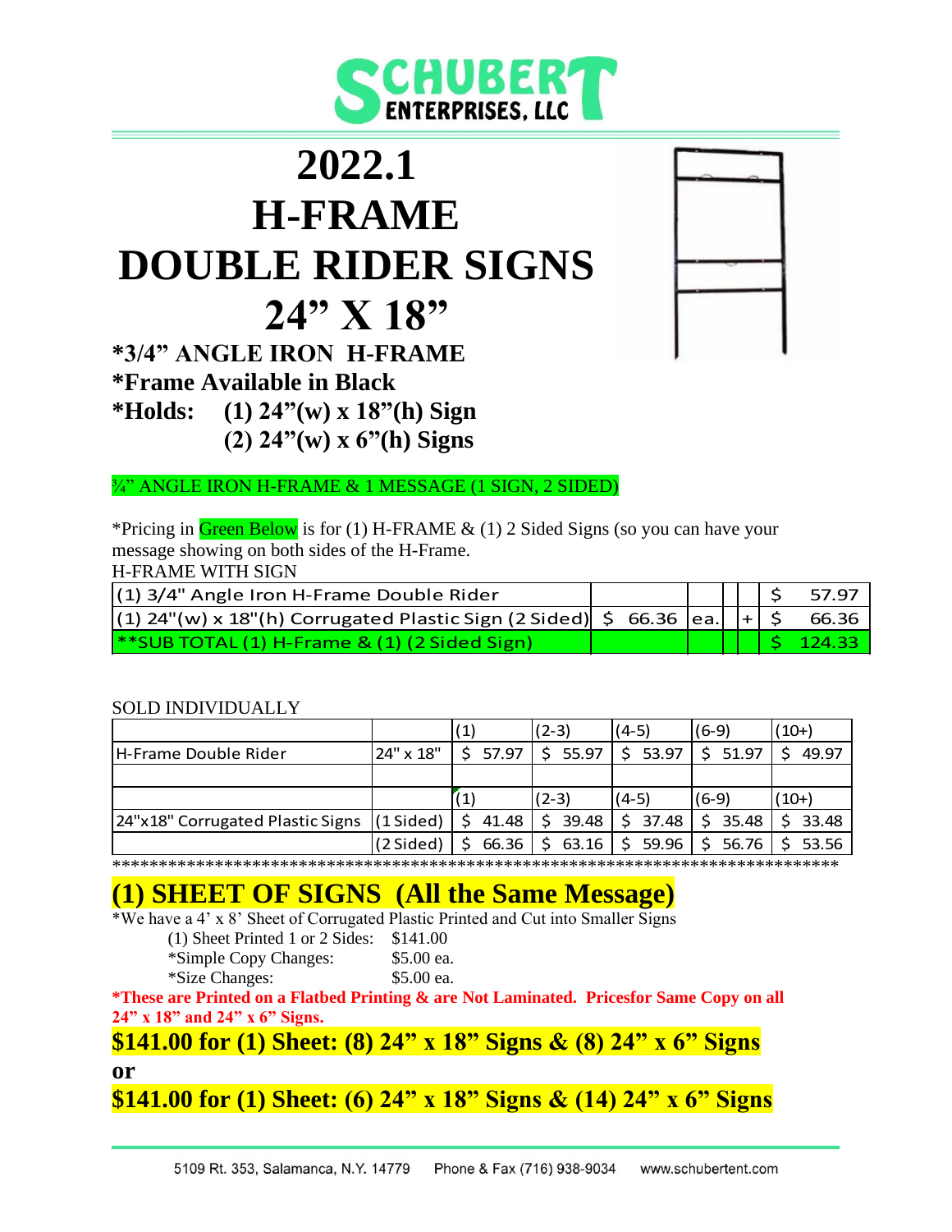# 2022.1
# H-FRAME
# DOUBLE RIDER SIGNS
# 24" X 18"

**\*3/4" ANGLE IRON H-FRAME**
**\*Frame Available in Black**
**\*Holds: (1) 24"(w) x 18"(h) Sign**
**(2) 24"(w) x 6"(h) Signs**

¾" ANGLE IRON H-FRAME & 1 MESSAGE (1 SIGN, 2 SIDED)

\*Pricing in Green Below is for (1) H-FRAME & (1) 2 Sided Signs (so you can have your message showing on both sides of the H-Frame.

H-FRAME WITH SIGN

| | | | | | |
|---|---|---|---|---|---|
| (1) 3/4" Angle Iron H-Frame Double Rider | | | | | $ 57.97 |
| (1) 24"(w) x 18"(h) Corrugated Plastic Sign (2 Sided) | $ 66.36 | ea. | | + | $ 66.36 |
| **SUB TOTAL (1) H-Frame & (1) (2 Sided Sign) | | | | | $ 124.33 |

SOLD INDIVIDUALLY

| | | (1) | (2-3) | (4-5) | (6-9) | (10+) |
|---|---|---|---|---|---|---|
| H-Frame Double Rider | 24" x 18" | $ 57.97 | $ 55.97 | $ 53.97 | $ 51.97 | $ 49.97 |
| | | | | | | |
| | | (1) | (2-3) | (4-5) | (6-9) | (10+) |
| 24"x18" Corrugated Plastic Signs | (1 Sided) | $ 41.48 | $ 39.48 | $ 37.48 | $ 35.48 | $ 33.48 |
| | (2 Sided) | $ 66.36 | $ 63.16 | $ 59.96 | $ 56.76 | $ 53.56 |

\*\*\*\*\*\*\*\*\*\*\*\*\*\*\*\*\*\*\*\*\*\*\*\*\*\*\*\*\*\*\*\*\*\*\*\*\*\*\*\*\*\*\*\*\*\*\*\*\*\*\*\*\*\*\*\*\*\*\*\*\*\*\*\*\*\*\*\*\*\*\*\*\*\*\*\*\*\*\*\*\*\*

## (1) SHEET OF SIGNS (All the Same Message)

\*We have a 4' x 8' Sheet of Corrugated Plastic Printed and Cut into Smaller Signs

- (1) Sheet Printed 1 or 2 Sides: $141.00
- \*Simple Copy Changes: $5.00 ea.
- \*Size Changes: $5.00 ea.

**\*These are Printed on a Flatbed Printing & are Not Laminated. Pricesfor Same Copy on all 24" x 18" and 24" x 6" Signs.**

**$141.00 for (1) Sheet: (8) 24" x 18" Signs & (8) 24" x 6" Signs**

**or**

**$141.00 for (1) Sheet: (6) 24" x 18" Signs & (14) 24" x 6" Signs**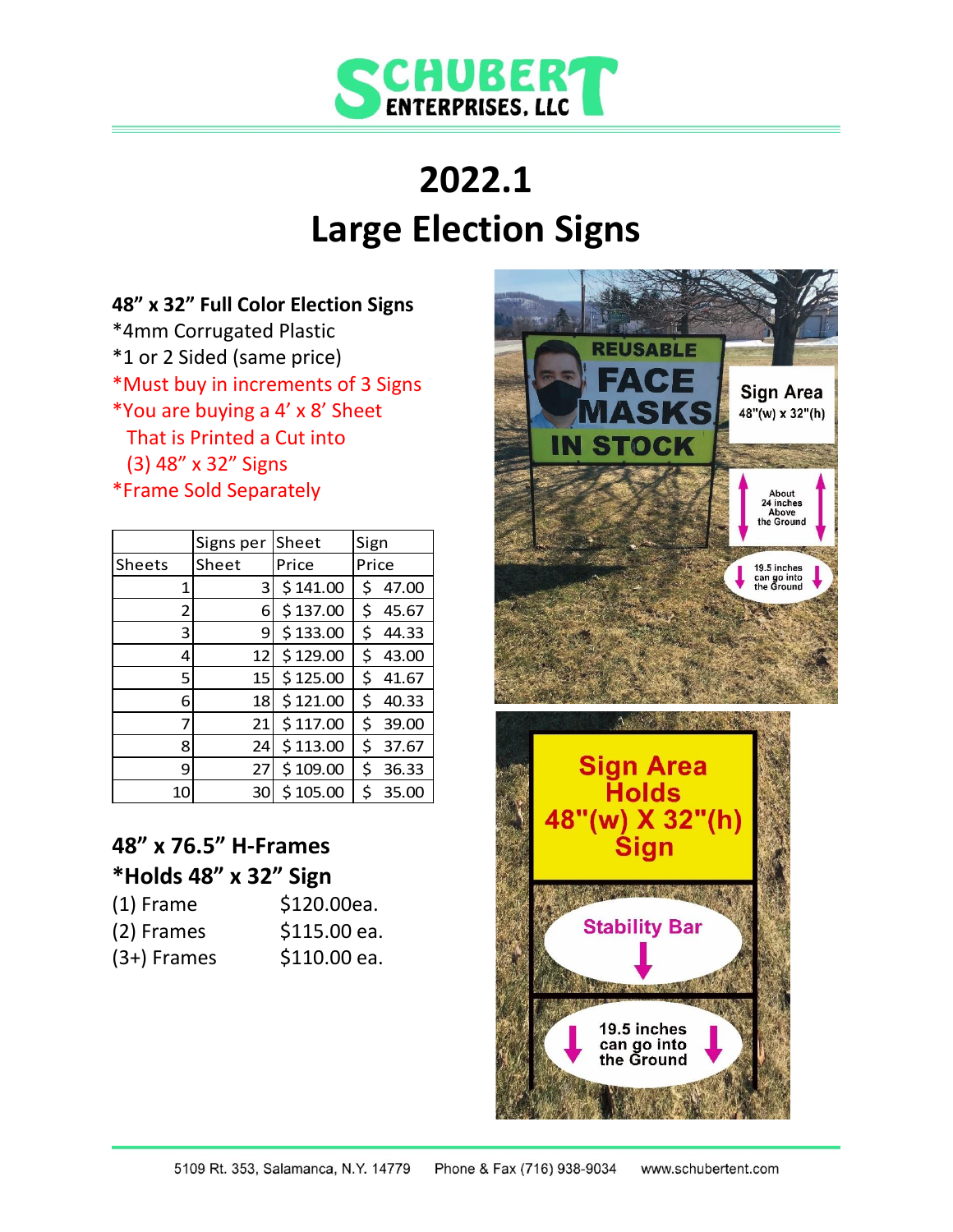# 2022.1

# Large Election Signs

**48" x 32" Full Color Election Signs**

*4mm Corrugated Plastic
*1 or 2 Sided (same price)
*Must buy in increments of 3 Signs
*You are buying a 4' x 8' Sheet That is Printed a Cut into (3) 48" x 32" Signs
*Frame Sold Separately

| Sheets | Signs per Sheet | Sheet Price | Sign Price |
|---|---|---|---|
| 1 | 3 | $ 141.00 | $ 47.00 |
| 2 | 6 | $ 137.00 | $ 45.67 |
| 3 | 9 | $ 133.00 | $ 44.33 |
| 4 | 12 | $ 129.00 | $ 43.00 |
| 5 | 15 | $ 125.00 | $ 41.67 |
| 6 | 18 | $ 121.00 | $ 40.33 |
| 7 | 21 | $ 117.00 | $ 39.00 |
| 8 | 24 | $ 113.00 | $ 37.67 |
| 9 | 27 | $ 109.00 | $ 36.33 |
| 10 | 30 | $ 105.00 | $ 35.00 |

**48" x 76.5" H-Frames**
**\*Holds 48" x 32" Sign**

(1) Frame $120.00ea.
(2) Frames $115.00 ea.
(3+) Frames $110.00 ea.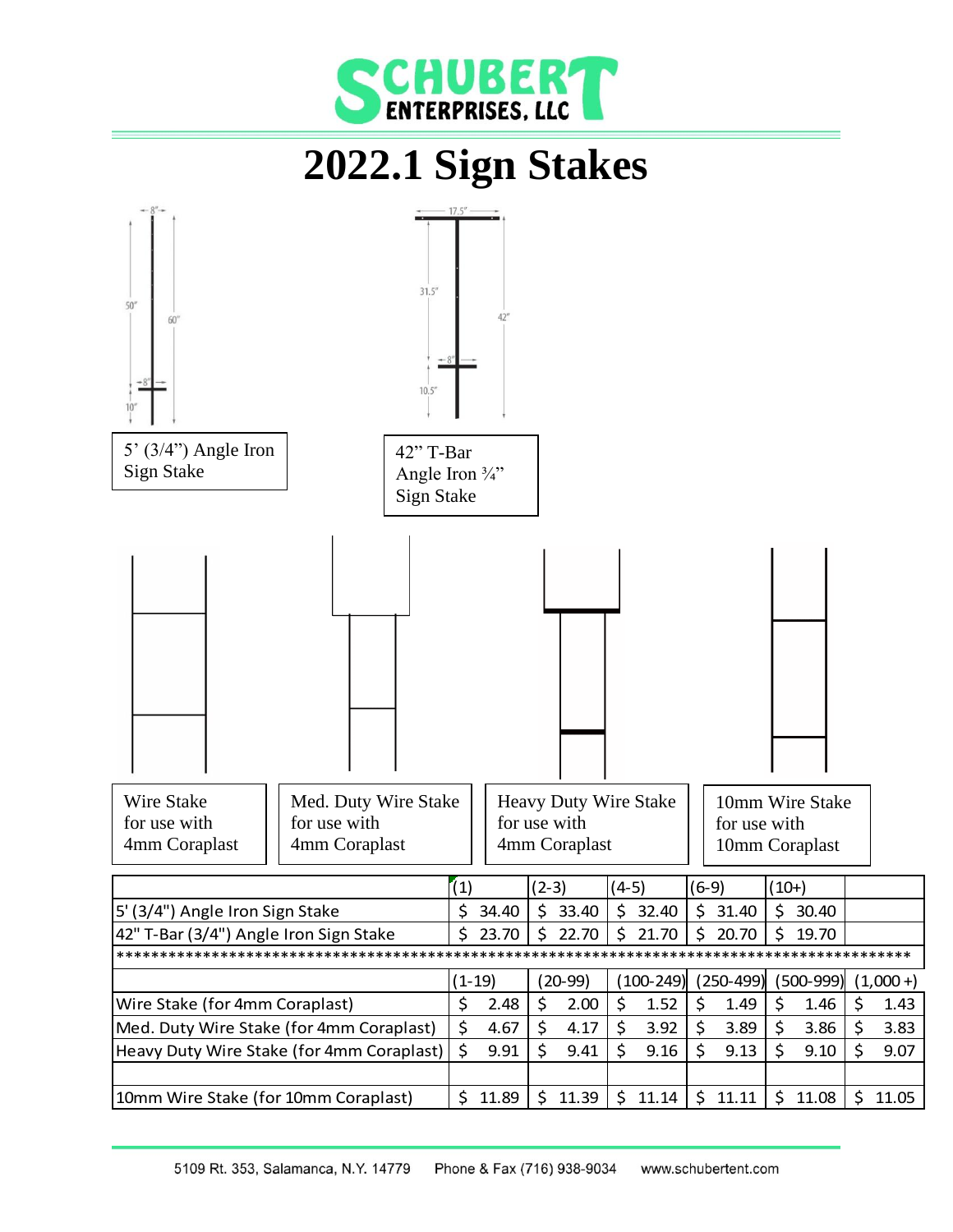SCHUBERT ENTERPRISES, LLC

# 2022.1 Sign Stakes

8"
50"
60"
8"
10"

5' (3/4") Angle Iron Sign Stake

17.5"
31.5"
42"
8"
10.5"

42" T-Bar Angle Iron ¾" Sign Stake

Wire Stake for use with 4mm Coraplast

Med. Duty Wire Stake for use with 4mm Coraplast

Heavy Duty Wire Stake for use with 4mm Coraplast

10mm Wire Stake for use with 10mm Coraplast

| | (1) | (2-3) | (4-5) | (6-9) | (10+) | |
|---|---|---|---|---|---|---|
| 5' (3/4") Angle Iron Sign Stake | $ 34.40 | $ 33.40 | $ 32.40 | $ 31.40 | $ 30.40 | |
| 42" T-Bar (3/4") Angle Iron Sign Stake | $ 23.70 | $ 22.70 | $ 21.70 | $ 20.70 | $ 19.70 | |
| ********************************************************************************************* | | | | | | |
| | (1-19) | (20-99) | (100-249) | (250-499) | (500-999) | (1,000 +) |
| Wire Stake (for 4mm Coraplast) | $ 2.48 | $ 2.00 | $ 1.52 | $ 1.49 | $ 1.46 | $ 1.43 |
| Med. Duty Wire Stake (for 4mm Coraplast) | $ 4.67 | $ 4.17 | $ 3.92 | $ 3.89 | $ 3.86 | $ 3.83 |
| Heavy Duty Wire Stake (for 4mm Coraplast) | $ 9.91 | $ 9.41 | $ 9.16 | $ 9.13 | $ 9.10 | $ 9.07 |
| | | | | | | |
| 10mm Wire Stake (for 10mm Coraplast) | $ 11.89 | $ 11.39 | $ 11.14 | $ 11.11 | $ 11.08 | $ 11.05 |

5109 Rt. 353, Salamanca, N.Y. 14779 Phone & Fax (716) 938-9034 www.schubertent.com